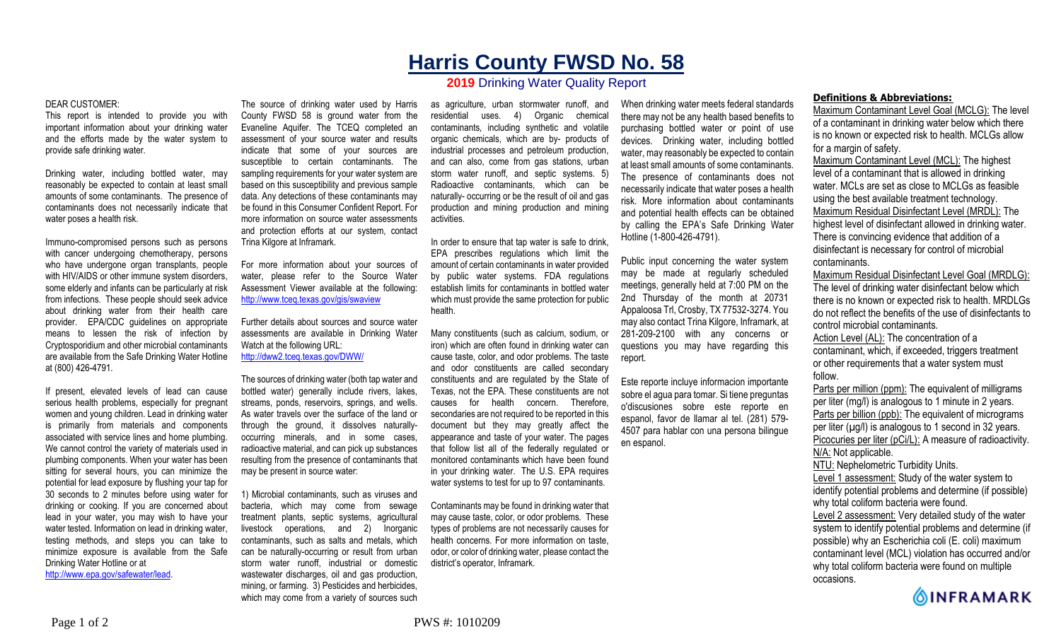# Harris County FWSD No. 58

## 2019 Drinking Water Quality Report

DEAR CUSTOMER:

This report is intended to provide you with important information about your drinking water and the efforts made by the water system to provide safe drinking water.

Drinking water, including bottled water, may reasonably be expected to contain at least small amounts of some contaminants. The presence of contaminants does not necessarily indicate that water poses a health risk.

Immuno-compromised persons such as persons with cancer undergoing chemotherapy, persons who have undergone organ transplants, people with HIV/AIDS or other immune system disorders, some elderly and infants can be particularly at risk from infections. These people should seek advice about drinking water from their health care provider. EPA/CDC guidelines on appropriate means to lessen the risk of infection by Cryptosporidium and other microbial contaminants are available from the Safe Drinking Water Hotline at (800) 426-4791.

If present, elevated levels of lead can cause serious health problems, especially for pregnant women and young children. Lead in drinking water is primarily from materials and components associated with service lines and home plumbing. We cannot control the variety of materials used in plumbing components. When your water has been sitting for several hours, you can minimize the potential for lead exposure by flushing your tap for 30 seconds to 2 minutes before using water for drinking or cooking. If you are concerned about lead in your water, you may wish to have your water tested. Information on lead in drinking water, testing methods, and steps you can take to minimize exposure is available from the Safe Drinking Water Hotline or at http://www.epa.gov/safewater/lead.

The source of drinking water used by Harris County FWSD 58 is ground water from the Evaneline Aquifer. The TCEQ completed an assessment of your source water and results indicate that some of your sources are susceptible to certain contaminants. The sampling requirements for your water system are based on this susceptibility and previous sample data. Any detections of these contaminants may be found in this Consumer Confident Report. For more information on source water assessments and protection efforts at our system, contact Trina Kilgore at Inframark.

For more information about your sources of water, please refer to the Source Water Assessment Viewer available at the following: http://www.tceq.texas.gov/gis/swaview

Further details about sources and source water assessments are available in Drinking Water Watch at the following URL: http://dww2.tceq.texas.gov/DWW/

The sources of drinking water (both tap water and bottled water) generally include rivers, lakes, streams, ponds, reservoirs, springs, and wells. As water travels over the surface of the land or through the ground, it dissolves naturally-occurring minerals, and in some cases, radioactive material, and can pick up substances resulting from the presence of contaminants that may be present in source water:

1) Microbial contaminants, such as viruses and bacteria, which may come from sewage treatment plants, septic systems, agricultural livestock operations, and 2) Inorganic contaminants, such as salts and metals, which can be naturally-occurring or result from urban storm water runoff, industrial or domestic wastewater discharges, oil and gas production, mining, or farming. 3) Pesticides and herbicides, which may come from a variety of sources such as agriculture, urban stormwater runoff, and residential uses. 4) Organic chemical contaminants, including synthetic and volatile organic chemicals, which are by- products of industrial processes and petroleum production, and can also, come from gas stations, urban storm water runoff, and septic systems. 5) Radioactive contaminants, which can be naturally- occurring or be the result of oil and gas production and mining production and mining activities.

In order to ensure that tap water is safe to drink, EPA prescribes regulations which limit the amount of certain contaminants in water provided by public water systems. FDA regulations establish limits for contaminants in bottled water which must provide the same protection for public health.

Many constituents (such as calcium, sodium, or iron) which are often found in drinking water can cause taste, color, and odor problems. The taste and odor constituents are called secondary constituents and are regulated by the State of Texas, not the EPA. These constituents are not causes for health concern. Therefore, secondaries are not required to be reported in this document but they may greatly affect the appearance and taste of your water. The pages that follow list all of the federally regulated or monitored contaminants which have been found in your drinking water. The U.S. EPA requires water systems to test for up to 97 contaminants.

Contaminants may be found in drinking water that may cause taste, color, or odor problems. These types of problems are not necessarily causes for health concerns. For more information on taste, odor, or color of drinking water, please contact the district's operator, Inframark.

When drinking water meets federal standards there may not be any health based benefits to purchasing bottled water or point of use devices. Drinking water, including bottled water, may reasonably be expected to contain at least small amounts of some contaminants. The presence of contaminants does not necessarily indicate that water poses a health risk. More information about contaminants and potential health effects can be obtained by calling the EPA's Safe Drinking Water Hotline (1-800-426-4791).

Public input concerning the water system may be made at regularly scheduled meetings, generally held at 7:00 PM on the 2nd Thursday of the month at 20731 Appaloosa Trl, Crosby, TX 77532-3274. You may also contact Trina Kilgore, Inframark, at 281-209-2100 with any concerns or questions you may have regarding this report.

Este reporte incluye informacion importante sobre el agua para tomar. Si tiene preguntas o'discusiones sobre este reporte en espanol, favor de llamar al tel. (281) 579-4507 para hablar con una persona bilingue en espanol.

**Definitions & Abbreviations:**

Maximum Contaminant Level Goal (MCLG): The level of a contaminant in drinking water below which there is no known or expected risk to health. MCLGs allow for a margin of safety.

Maximum Contaminant Level (MCL): The highest level of a contaminant that is allowed in drinking water. MCLs are set as close to MCLGs as feasible using the best available treatment technology.

Maximum Residual Disinfectant Level (MRDL): The highest level of disinfectant allowed in drinking water. There is convincing evidence that addition of a disinfectant is necessary for control of microbial contaminants.

Maximum Residual Disinfectant Level Goal (MRDLG): The level of drinking water disinfectant below which there is no known or expected risk to health. MRDLGs do not reflect the benefits of the use of disinfectants to control microbial contaminants.

Action Level (AL): The concentration of a contaminant, which, if exceeded, triggers treatment or other requirements that a water system must follow.

Parts per million (ppm): The equivalent of milligrams per liter (mg/l) is analogous to 1 minute in 2 years.

Parts per billion (ppb): The equivalent of micrograms per liter (µg/l) is analogous to 1 second in 32 years.

Picocuries per liter (pCi/L): A measure of radioactivity.

N/A: Not applicable.

NTU: Nephelometric Turbidity Units.

Level 1 assessment: Study of the water system to identify potential problems and determine (if possible) why total coliform bacteria were found.

Level 2 assessment: Very detailed study of the water system to identify potential problems and determine (if possible) why an Escherichia coli (E. coli) maximum contaminant level (MCL) violation has occurred and/or why total coliform bacteria were found on multiple occasions.

INFRAMARK

PWS #: 1010209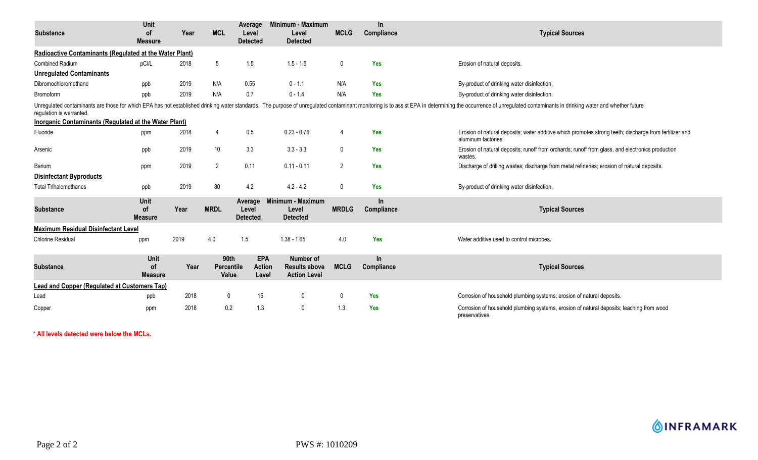| Substance | Unit of Measure | Year | MCL | Average Level Detected | Minimum - Maximum Level Detected | MCLG | In Compliance | Typical Sources |
|---|---|---|---|---|---|---|---|---|
| **Radioactive Contaminants (Regulated at the Water Plant)** | | | | | | | | |
| Combined Radium | pCi/L | 2018 | 5 | 1.5 | 1.5 - 1.5 | 0 | Yes | Erosion of natural deposits. |
| **Unregulated Contaminants** | | | | | | | | |
| Dibromochloromethane | ppb | 2019 | N/A | 0.55 | 0 - 1.1 | N/A | Yes | By-product of drinking water disinfection. |
| Bromoform | ppb | 2019 | N/A | 0.7 | 0 - 1.4 | N/A | Yes | By-product of drinking water disinfection. |

Unregulated contaminants are those for which EPA has not established drinking water standards. The purpose of unregulated contaminant monitoring is to assist EPA in determining the occurrence of unregulated contaminants in drinking water and whether future regulation is warranted.

| Substance | Unit of Measure | Year | MCL | Average Level Detected | Minimum - Maximum Level Detected | MCLG | In Compliance | Typical Sources |
|---|---|---|---|---|---|---|---|---|
| **Inorganic Contaminants (Regulated at the Water Plant)** | | | | | | | | |
| Fluoride | ppm | 2018 | 4 | 0.5 | 0.23 - 0.76 | 4 | Yes | Erosion of natural deposits; water additive which promotes strong teeth; discharge from fertilizer and aluminum factories. |
| Arsenic | ppb | 2019 | 10 | 3.3 | 3.3 - 3.3 | 0 | Yes | Erosion of natural deposits; runoff from orchards; runoff from glass, and electronics production wastes. |
| Barium | ppm | 2019 | 2 | 0.11 | 0.11 - 0.11 | 2 | Yes | Discharge of drilling wastes; discharge from metal refineries; erosion of natural deposits. |
| **Disinfectant Byproducts** | | | | | | | | |
| Total Trihalomethanes | ppb | 2019 | 80 | 4.2 | 4.2 - 4.2 | 0 | Yes | By-product of drinking water disinfection. |

| Substance | Unit of Measure | Year | MRDL | Average Level Detected | Minimum - Maximum Level Detected | MRDLG | In Compliance | Typical Sources |
|---|---|---|---|---|---|---|---|---|
| **Maximum Residual Disinfectant Level** | | | | | | | | |
| Chlorine Residual | ppm | 2019 | 4.0 | 1.5 | 1.38 - 1.65 | 4.0 | Yes | Water additive used to control microbes. |

| Substance | Unit of Measure | Year | 90th Percentile Value | EPA Action Level | Number of Results above Action Level | MCLG | In Compliance | Typical Sources |
|---|---|---|---|---|---|---|---|---|
| **Lead and Copper (Regulated at Customers Tap)** | | | | | | | | |
| Lead | ppb | 2018 | 0 | 15 | 0 | 0 | Yes | Corrosion of household plumbing systems; erosion of natural deposits. |
| Copper | ppm | 2018 | 0.2 | 1.3 | 0 | 1.3 | Yes | Corrosion of household plumbing systems, erosion of natural deposits; leaching from wood preservatives. |

**\* All levels detected were below the MCLs.**

INFRAMARK

PWS #: 1010209